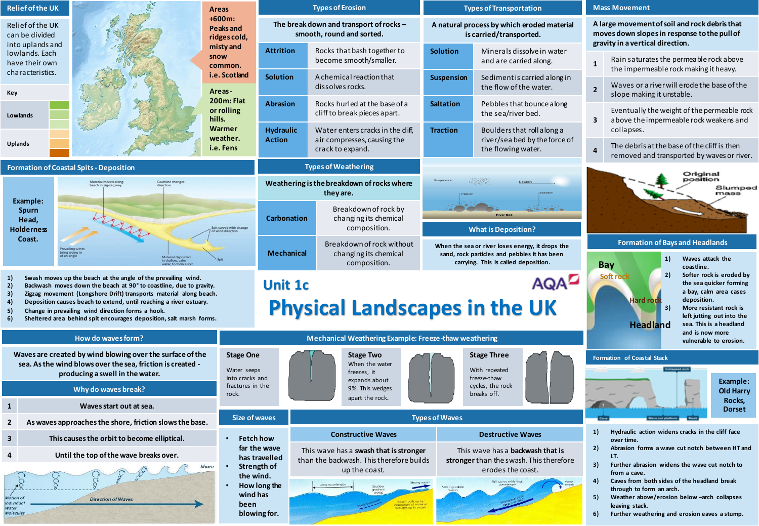# Unit 1c
# Physical Landscapes in the UK

AQA

## Relief of the UK

Relief of the UK can be divided into uplands and lowlands. Each have their own characteristics.

Key

- Lowlands
- Uplands

Areas +600m: Peaks and ridges cold, misty and snow common. i.e. Scotland

Areas - 200m: Flat or rolling hills. Warmer weather. i.e. Fens

## Types of Erosion

The break down and transport of rocks – smooth, round and sorted.

| Type | Description |
|---|---|
| **Attrition** | Rocks that bash together to become smooth/smaller. |
| **Solution** | A chemical reaction that dissolves rocks. |
| **Abrasion** | Rocks hurled at the base of a cliff to break pieces apart. |
| **Hydraulic Action** | Water enters cracks in the cliff, air compresses, causing the crack to expand. |

## Types of Transportation

A natural process by which eroded material is carried/transported.

| Type | Description |
|---|---|
| **Solution** | Minerals dissolve in water and are carried along. |
| **Suspension** | Sediment is carried along in the flow of the water. |
| **Saltation** | Pebbles that bounce along the sea/river bed. |
| **Traction** | Boulders that roll along a river/sea bed by the force of the flowing water. |

## Mass Movement

A large movement of soil and rock debris that moves down slopes in response to the pull of gravity in a vertical direction.

| | |
|---|---|
| 1 | Rain saturates the permeable rock above the impermeable rock making it heavy. |
| 2 | Waves or a river will erode the base of the slope making it unstable. |
| 3 | Eventually the weight of the permeable rock above the impermeable rock weakens and collapses. |
| 4 | The debris at the base of the cliff is then removed and transported by waves or river. |

Original position, Slumped mass

## Formation of Coastal Spits - Deposition

Example: Spurn Head, Holderness Coast.

1) Swash moves up the beach at the angle of the prevailing wind.
2) Backwash moves down the beach at 90° to coastline, due to gravity.
3) Zigzag movement (Longshore Drift) transports material along beach.
4) Deposition causes beach to extend, until reaching a river estuary.
5) Change in prevailing wind direction forms a hook.
6) Sheltered area behind spit encourages deposition, salt marsh forms.

## Types of Weathering

Weathering is the breakdown of rocks where they are.

| Type | Description |
|---|---|
| **Carbonation** | Breakdown of rock by changing its chemical composition. |
| **Mechanical** | Breakdown of rock without changing its chemical composition. |

## What is Deposition?

When the sea or river loses energy, it drops the sand, rock particles and pebbles it has been carrying. This is called deposition.

## Formation of Bays and Headlands

Bay, Soft rock, Hard rock, Headland

1) Waves attack the coastline.
2) Softer rock is eroded by the sea quicker forming a bay, calm area cases deposition.
3) More resistant rock is left jutting out into the sea. This is a headland and is now more vulnerable to erosion.

## How do waves form?

Waves are created by wind blowing over the surface of the sea. As the wind blows over the sea, friction is created - producing a swell in the water.

## Why do waves break?

| | |
|---|---|
| 1 | Waves start out at sea. |
| 2 | As waves approaches the shore, friction slows the base. |
| 3 | This causes the orbit to become elliptical. |
| 4 | Until the top of the wave breaks over. |

## Mechanical Weathering Example: Freeze-thaw weathering

**Stage One**
Water seeps into cracks and fractures in the rock.

**Stage Two**
When the water freezes, it expands about 9%. This wedges apart the rock.

**Stage Three**
With repeated freeze-thaw cycles, the rock breaks off.

## Size of waves

- Fetch how far the wave has travelled
- Strength of the wind.
- How long the wind has been blowing for.

## Types of Waves

| Constructive Waves | Destructive Waves |
|---|---|
| This wave has a **swash that is stronger** than the backwash. This therefore builds up the coast. | This wave has a **backwash that is stronger** than the swash. This therefore erodes the coast. |

## Formation of Coastal Stack

Example: Old Harry Rocks, Dorset

1) Hydraulic action widens cracks in the cliff face over time.
2) Abrasion forms a wave cut notch between HT and LT.
3) Further abrasion widens the wave cut notch to from a cave.
4) Caves from both sides of the headland break through to form an arch.
5) Weather above/erosion below –arch collapses leaving stack.
6) Further weathering and erosion eaves a stump.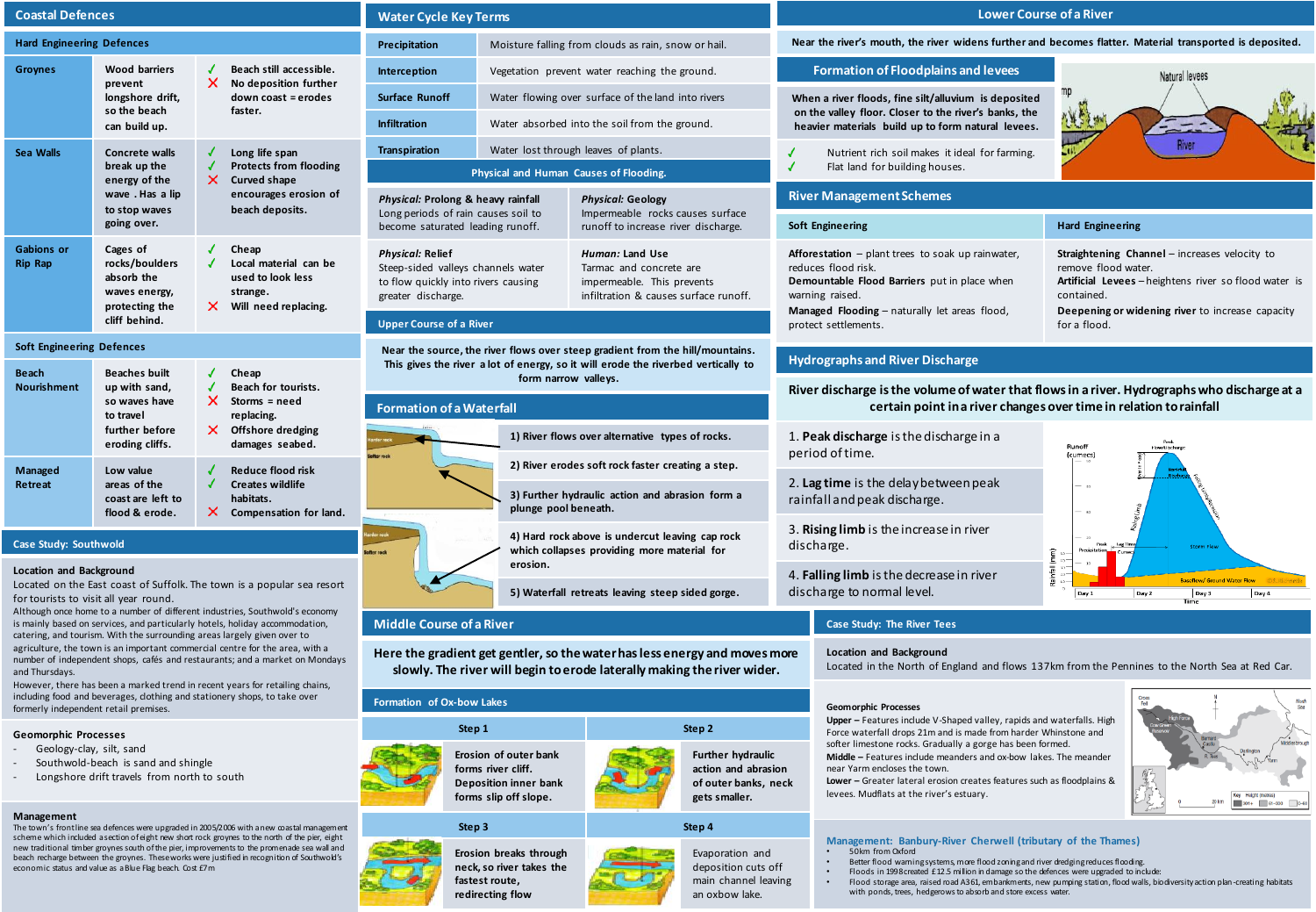## Coastal Defences

### Hard Engineering Defences

| | | |
|---|---|---|
| Groynes | Wood barriers prevent longshore drift, so the beach can build up. | ✓ Beach still accessible. ✗ No deposition further down coast = erodes faster. |
| Sea Walls | Concrete walls break up the energy of the wave. Has a lip to stop waves going over. | ✓ Long life span ✓ Protects from flooding ✗ Curved shape encourages erosion of beach deposits. |
| Gabions or Rip Rap | Cages of rocks/boulders absorb the waves energy, protecting the cliff behind. | ✓ Cheap ✓ Local material can be used to look less strange. ✗ Will need replacing. |

### Soft Engineering Defences

| | | |
|---|---|---|
| Beach Nourishment | Beaches built up with sand, so waves have to travel further before eroding cliffs. | ✓ Cheap ✓ Beach for tourists. ✗ Storms = need replacing. ✗ Offshore dredging damages seabed. |
| Managed Retreat | Low value areas of the coast are left to flood & erode. | ✓ Reduce flood risk ✓ Creates wildlife habitats. ✗ Compensation for land. |

## Case Study: Southwold

**Location and Background**

Located on the East coast of Suffolk. The town is a popular sea resort for tourists to visit all year round.

Although once home to a number of different industries, Southwold's economy is mainly based on services, and particularly hotels, holiday accommodation, catering, and tourism. With the surrounding areas largely given over to agriculture, the town is an important commercial centre for the area, with a number of independent shops, cafés and restaurants; and a market on Mondays and Thursdays.

However, there has been a marked trend in recent years for retailing chains, including food and beverages, clothing and stationery shops, to take over formerly independent retail premises.

**Geomorphic Processes**

- Geology-clay, silt, sand
- Southwold-beach is sand and shingle
- Longshore drift travels from north to south

**Management**

The town's frontline sea defences were upgraded in 2005/2006 with a new coastal management scheme which included a section of eight new short rock groynes to the north of the pier, eight new traditional timber groynes south of the pier, improvements to the promenade sea wall and beach recharge between the groynes. These works were justified in recognition of Southwold's economic status and value as a Blue Flag beach. Cost £7m

## Water Cycle Key Terms

| | |
|---|---|
| Precipitation | Moisture falling from clouds as rain, snow or hail. |
| Interception | Vegetation prevent water reaching the ground. |
| Surface Runoff | Water flowing over surface of the land into rivers |
| Infiltration | Water absorbed into the soil from the ground. |
| Transpiration | Water lost through leaves of plants. |

### Physical and Human Causes of Flooding.

*Physical:* Prolong & heavy rainfall
Long periods of rain causes soil to become saturated leading runoff.

*Physical:* Geology
Impermeable rocks causes surface runoff to increase river discharge.

*Physical:* Relief
Steep-sided valleys channels water to flow quickly into rivers causing greater discharge.

*Human:* Land Use
Tarmac and concrete are impermeable. This prevents infiltration & causes surface runoff.

## Upper Course of a River

Near the source, the river flows over steep gradient from the hill/mountains. This gives the river a lot of energy, so it will erode the riverbed vertically to form narrow valleys.

### Formation of a Waterfall

Harder rock
Softer rock

1) River flows over alternative types of rocks.
2) River erodes soft rock faster creating a step.
3) Further hydraulic action and abrasion form a plunge pool beneath.
4) Hard rock above is undercut leaving cap rock which collapses providing more material for erosion.
5) Waterfall retreats leaving steep sided gorge.

## Middle Course of a River

Here the gradient get gentler, so the water has less energy and moves more slowly. The river will begin to erode laterally making the river wider.

### Formation of Ox-bow Lakes

**Step 1**
Erosion of outer bank forms river cliff. Deposition inner bank forms slip off slope.

**Step 2**
Further hydraulic action and abrasion of outer banks, neck gets smaller.

**Step 3**
Erosion breaks through neck, so river takes the fastest route, redirecting flow

**Step 4**
Evaporation and deposition cuts off main channel leaving an oxbow lake.

## Lower Course of a River

Near the river's mouth, the river widens further and becomes flatter. Material transported is deposited.

### Formation of Floodplains and levees

When a river floods, fine silt/alluvium is deposited on the valley floor. Closer to the river's banks, the heavier materials build up to form natural levees.

✓ Nutrient rich soil makes it ideal for farming.
✓ Flat land for building houses.

Natural levees
River

## River Management Schemes

**Soft Engineering**

**Afforestation** – plant trees to soak up rainwater, reduces flood risk.
**Demountable Flood Barriers** put in place when warning raised.
**Managed Flooding** – naturally let areas flood, protect settlements.

**Hard Engineering**

**Straightening Channel** – increases velocity to remove flood water.
**Artificial Levees** – heightens river so flood water is contained.
**Deepening or widening river** to increase capacity for a flood.

## Hydrographs and River Discharge

River discharge is the volume of water that flows in a river. Hydrographs who discharge at a certain point in a river changes over time in relation to rainfall

1. **Peak discharge** is the discharge in a period of time.
2. **Lag time** is the delay between peak rainfall and peak discharge.
3. **Rising limb** is the increase in river discharge.
4. **Falling limb** is the decrease in river discharge to normal level.

Runoff (cumecs)
Peak Flow/discharge
Lag time
Rainfall
Rising Limb
Falling limb/recession
Peak Precipitation
Storm Flow
Baseflow/ Ground Water Flow
Rainfall (mm)
Day 1 Day 2 Day 3 Day 4
Time

## Case Study: The River Tees

**Location and Background**

Located in the North of England and flows 137km from the Pennines to the North Sea at Red Car.

**Geomorphic Processes**

**Upper** – Features include V-Shaped valley, rapids and waterfalls. High Force waterfall drops 21m and is made from harder Whinstone and softer limestone rocks. Gradually a gorge has been formed.
**Middle** – Features include meanders and ox-bow lakes. The meander near Yarm encloses the town.
**Lower** – Greater lateral erosion creates features such as floodplains & levees. Mudflats at the river's estuary.

Cross Fell
High Force
Cow Green Reservoir
Barnard Castle
Darlington
Yarm
Middlesbrough
North Sea

**Management: Banbury-River Cherwell (tributary of the Thames)**

- 50km from Oxford
- Better flood warning systems, more flood zoning and river dredging reduces flooding.
- Floods in 1998 created £12.5 million in damage so the defences were upgraded to include:
- Flood storage area, raised road A361, embankments, new pumping station, flood walls, biodiversity action plan-creating habitats with ponds, trees, hedgerows to absorb and store excess water.